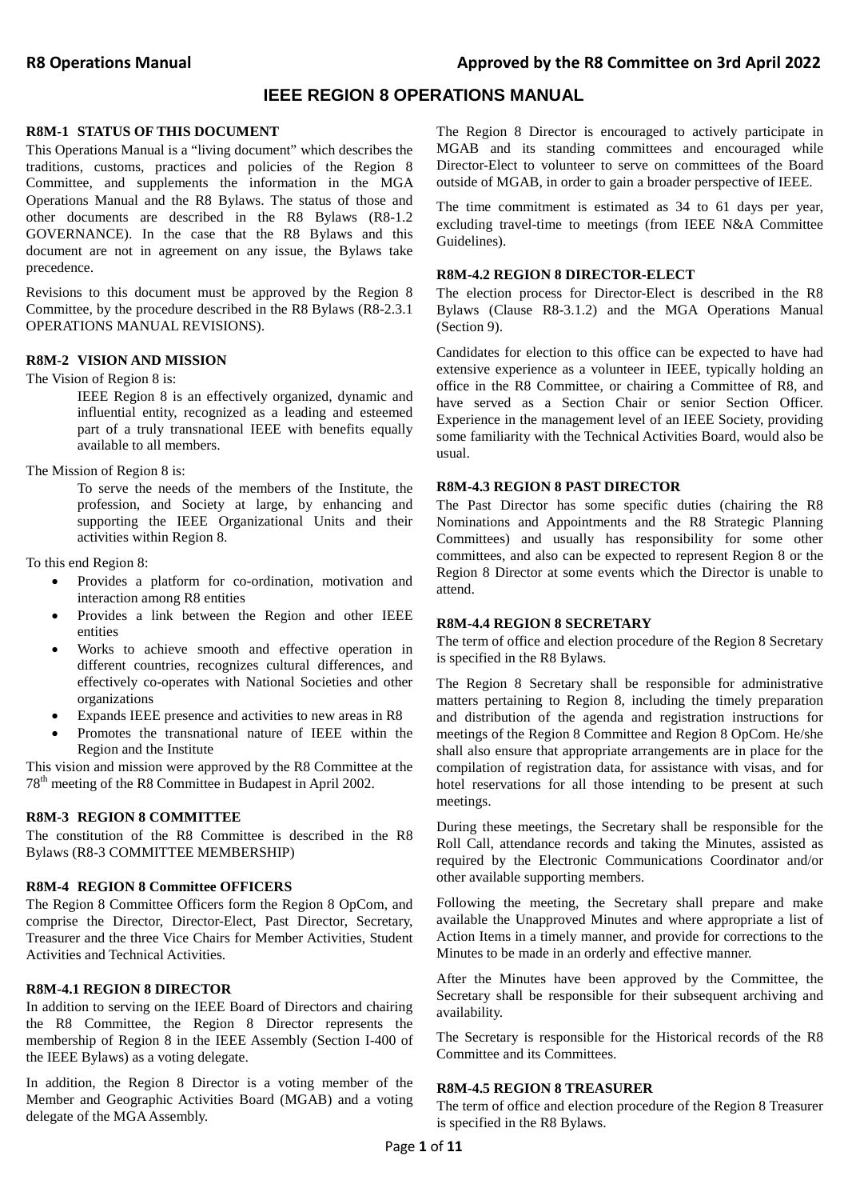# IEEE REGION 8 OPERATIONS MANUAL

## R8M-1 STATUS OF THIS DOCUMENT

This Operations Manual is a "living document" which describes the traditions, customs, practices and policies of the Region 8 Committee, and supplements the information in the MGA Operations Manual and the R8 Bylaws. The status of those and other documents are described in the R8 Bylaws (R8-1.2 GOVERNANCE). In the case that the R8 Bylaws and this document are not in agreement on any issue, the Bylaws take precedence.

Revisions to this document must be approved by the Region 8 Committee, by the procedure described in the R8 Bylaws (R8-2.3.1 OPERATIONS MANUAL REVISIONS).

## R8M-2 VISION AND MISSION

The Vision of Region 8 is:

> IEEE Region 8 is an effectively organized, dynamic and influential entity, recognized as a leading and esteemed part of a truly transnational IEEE with benefits equally available to all members.

The Mission of Region 8 is:

> To serve the needs of the members of the Institute, the profession, and Society at large, by enhancing and supporting the IEEE Organizational Units and their activities within Region 8.

To this end Region 8:

- Provides a platform for co-ordination, motivation and interaction among R8 entities
- Provides a link between the Region and other IEEE entities
- Works to achieve smooth and effective operation in different countries, recognizes cultural differences, and effectively co-operates with National Societies and other organizations
- Expands IEEE presence and activities to new areas in R8
- Promotes the transnational nature of IEEE within the Region and the Institute

This vision and mission were approved by the R8 Committee at the 78th meeting of the R8 Committee in Budapest in April 2002.

## R8M-3 REGION 8 COMMITTEE

The constitution of the R8 Committee is described in the R8 Bylaws (R8-3 COMMITTEE MEMBERSHIP)

## R8M-4 REGION 8 Committee OFFICERS

The Region 8 Committee Officers form the Region 8 OpCom, and comprise the Director, Director-Elect, Past Director, Secretary, Treasurer and the three Vice Chairs for Member Activities, Student Activities and Technical Activities.

### R8M-4.1 REGION 8 DIRECTOR

In addition to serving on the IEEE Board of Directors and chairing the R8 Committee, the Region 8 Director represents the membership of Region 8 in the IEEE Assembly (Section I-400 of the IEEE Bylaws) as a voting delegate.

In addition, the Region 8 Director is a voting member of the Member and Geographic Activities Board (MGAB) and a voting delegate of the MGA Assembly.

The Region 8 Director is encouraged to actively participate in MGAB and its standing committees and encouraged while Director-Elect to volunteer to serve on committees of the Board outside of MGAB, in order to gain a broader perspective of IEEE.

The time commitment is estimated as 34 to 61 days per year, excluding travel-time to meetings (from IEEE N&A Committee Guidelines).

### R8M-4.2 REGION 8 DIRECTOR-ELECT

The election process for Director-Elect is described in the R8 Bylaws (Clause R8-3.1.2) and the MGA Operations Manual (Section 9).

Candidates for election to this office can be expected to have had extensive experience as a volunteer in IEEE, typically holding an office in the R8 Committee, or chairing a Committee of R8, and have served as a Section Chair or senior Section Officer. Experience in the management level of an IEEE Society, providing some familiarity with the Technical Activities Board, would also be usual.

### R8M-4.3 REGION 8 PAST DIRECTOR

The Past Director has some specific duties (chairing the R8 Nominations and Appointments and the R8 Strategic Planning Committees) and usually has responsibility for some other committees, and also can be expected to represent Region 8 or the Region 8 Director at some events which the Director is unable to attend.

### R8M-4.4 REGION 8 SECRETARY

The term of office and election procedure of the Region 8 Secretary is specified in the R8 Bylaws.

The Region 8 Secretary shall be responsible for administrative matters pertaining to Region 8, including the timely preparation and distribution of the agenda and registration instructions for meetings of the Region 8 Committee and Region 8 OpCom. He/she shall also ensure that appropriate arrangements are in place for the compilation of registration data, for assistance with visas, and for hotel reservations for all those intending to be present at such meetings.

During these meetings, the Secretary shall be responsible for the Roll Call, attendance records and taking the Minutes, assisted as required by the Electronic Communications Coordinator and/or other available supporting members.

Following the meeting, the Secretary shall prepare and make available the Unapproved Minutes and where appropriate a list of Action Items in a timely manner, and provide for corrections to the Minutes to be made in an orderly and effective manner.

After the Minutes have been approved by the Committee, the Secretary shall be responsible for their subsequent archiving and availability.

The Secretary is responsible for the Historical records of the R8 Committee and its Committees.

### R8M-4.5 REGION 8 TREASURER

The term of office and election procedure of the Region 8 Treasurer is specified in the R8 Bylaws.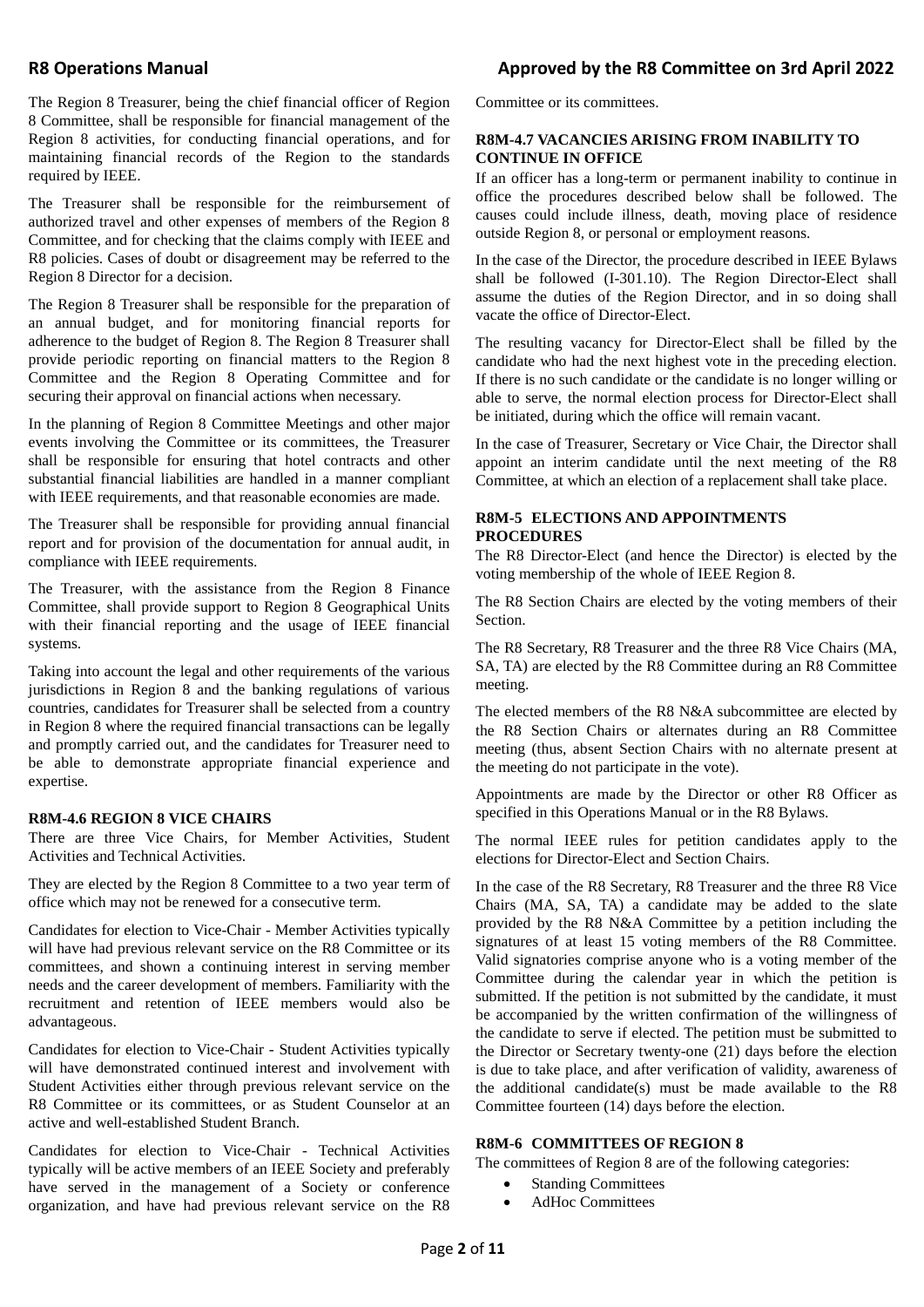The Region 8 Treasurer, being the chief financial officer of Region 8 Committee, shall be responsible for financial management of the Region 8 activities, for conducting financial operations, and for maintaining financial records of the Region to the standards required by IEEE.

The Treasurer shall be responsible for the reimbursement of authorized travel and other expenses of members of the Region 8 Committee, and for checking that the claims comply with IEEE and R8 policies. Cases of doubt or disagreement may be referred to the Region 8 Director for a decision.

The Region 8 Treasurer shall be responsible for the preparation of an annual budget, and for monitoring financial reports for adherence to the budget of Region 8. The Region 8 Treasurer shall provide periodic reporting on financial matters to the Region 8 Committee and the Region 8 Operating Committee and for securing their approval on financial actions when necessary.

In the planning of Region 8 Committee Meetings and other major events involving the Committee or its committees, the Treasurer shall be responsible for ensuring that hotel contracts and other substantial financial liabilities are handled in a manner compliant with IEEE requirements, and that reasonable economies are made.

The Treasurer shall be responsible for providing annual financial report and for provision of the documentation for annual audit, in compliance with IEEE requirements.

The Treasurer, with the assistance from the Region 8 Finance Committee, shall provide support to Region 8 Geographical Units with their financial reporting and the usage of IEEE financial systems.

Taking into account the legal and other requirements of the various jurisdictions in Region 8 and the banking regulations of various countries, candidates for Treasurer shall be selected from a country in Region 8 where the required financial transactions can be legally and promptly carried out, and the candidates for Treasurer need to be able to demonstrate appropriate financial experience and expertise.

#### R8M-4.6 REGION 8 VICE CHAIRS

There are three Vice Chairs, for Member Activities, Student Activities and Technical Activities.

They are elected by the Region 8 Committee to a two year term of office which may not be renewed for a consecutive term.

Candidates for election to Vice-Chair - Member Activities typically will have had previous relevant service on the R8 Committee or its committees, and shown a continuing interest in serving member needs and the career development of members. Familiarity with the recruitment and retention of IEEE members would also be advantageous.

Candidates for election to Vice-Chair - Student Activities typically will have demonstrated continued interest and involvement with Student Activities either through previous relevant service on the R8 Committee or its committees, or as Student Counselor at an active and well-established Student Branch.

Candidates for election to Vice-Chair - Technical Activities typically will be active members of an IEEE Society and preferably have served in the management of a Society or conference organization, and have had previous relevant service on the R8 Committee or its committees.

#### R8M-4.7 VACANCIES ARISING FROM INABILITY TO CONTINUE IN OFFICE

If an officer has a long-term or permanent inability to continue in office the procedures described below shall be followed. The causes could include illness, death, moving place of residence outside Region 8, or personal or employment reasons.

In the case of the Director, the procedure described in IEEE Bylaws shall be followed (I-301.10). The Region Director-Elect shall assume the duties of the Region Director, and in so doing shall vacate the office of Director-Elect.

The resulting vacancy for Director-Elect shall be filled by the candidate who had the next highest vote in the preceding election. If there is no such candidate or the candidate is no longer willing or able to serve, the normal election process for Director-Elect shall be initiated, during which the office will remain vacant.

In the case of Treasurer, Secretary or Vice Chair, the Director shall appoint an interim candidate until the next meeting of the R8 Committee, at which an election of a replacement shall take place.

### R8M-5 ELECTIONS AND APPOINTMENTS PROCEDURES

The R8 Director-Elect (and hence the Director) is elected by the voting membership of the whole of IEEE Region 8.

The R8 Section Chairs are elected by the voting members of their Section.

The R8 Secretary, R8 Treasurer and the three R8 Vice Chairs (MA, SA, TA) are elected by the R8 Committee during an R8 Committee meeting.

The elected members of the R8 N&A subcommittee are elected by the R8 Section Chairs or alternates during an R8 Committee meeting (thus, absent Section Chairs with no alternate present at the meeting do not participate in the vote).

Appointments are made by the Director or other R8 Officer as specified in this Operations Manual or in the R8 Bylaws.

The normal IEEE rules for petition candidates apply to the elections for Director-Elect and Section Chairs.

In the case of the R8 Secretary, R8 Treasurer and the three R8 Vice Chairs (MA, SA, TA) a candidate may be added to the slate provided by the R8 N&A Committee by a petition including the signatures of at least 15 voting members of the R8 Committee. Valid signatories comprise anyone who is a voting member of the Committee during the calendar year in which the petition is submitted. If the petition is not submitted by the candidate, it must be accompanied by the written confirmation of the willingness of the candidate to serve if elected. The petition must be submitted to the Director or Secretary twenty-one (21) days before the election is due to take place, and after verification of validity, awareness of the additional candidate(s) must be made available to the R8 Committee fourteen (14) days before the election.

### R8M-6 COMMITTEES OF REGION 8

The committees of Region 8 are of the following categories:

- Standing Committees
- AdHoc Committees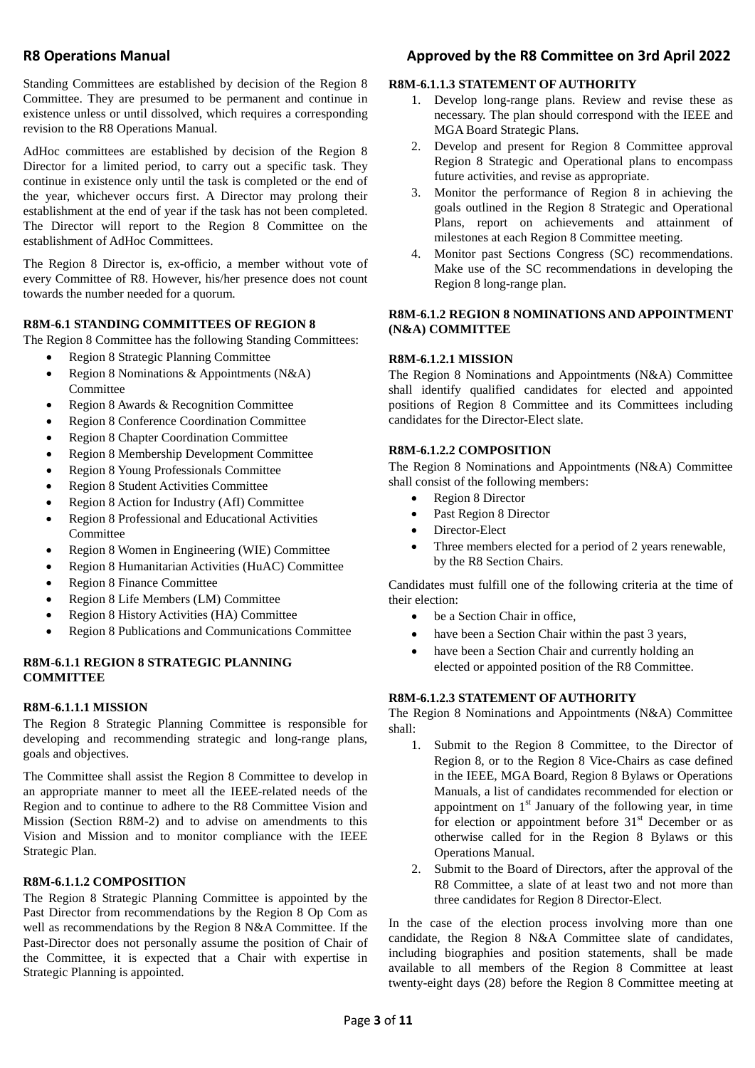Standing Committees are established by decision of the Region 8 Committee. They are presumed to be permanent and continue in existence unless or until dissolved, which requires a corresponding revision to the R8 Operations Manual.

AdHoc committees are established by decision of the Region 8 Director for a limited period, to carry out a specific task. They continue in existence only until the task is completed or the end of the year, whichever occurs first. A Director may prolong their establishment at the end of year if the task has not been completed. The Director will report to the Region 8 Committee on the establishment of AdHoc Committees.

The Region 8 Director is, ex-officio, a member without vote of every Committee of R8. However, his/her presence does not count towards the number needed for a quorum.

### R8M-6.1 STANDING COMMITTEES OF REGION 8

The Region 8 Committee has the following Standing Committees:

- Region 8 Strategic Planning Committee
- Region 8 Nominations & Appointments (N&A) Committee
- Region 8 Awards & Recognition Committee
- Region 8 Conference Coordination Committee
- Region 8 Chapter Coordination Committee
- Region 8 Membership Development Committee
- Region 8 Young Professionals Committee
- Region 8 Student Activities Committee
- Region 8 Action for Industry (AfI) Committee
- Region 8 Professional and Educational Activities Committee
- Region 8 Women in Engineering (WIE) Committee
- Region 8 Humanitarian Activities (HuAC) Committee
- Region 8 Finance Committee
- Region 8 Life Members (LM) Committee
- Region 8 History Activities (HA) Committee
- Region 8 Publications and Communications Committee

### R8M-6.1.1 REGION 8 STRATEGIC PLANNING COMMITTEE

#### R8M-6.1.1.1 MISSION

The Region 8 Strategic Planning Committee is responsible for developing and recommending strategic and long-range plans, goals and objectives.

The Committee shall assist the Region 8 Committee to develop in an appropriate manner to meet all the IEEE-related needs of the Region and to continue to adhere to the R8 Committee Vision and Mission (Section R8M-2) and to advise on amendments to this Vision and Mission and to monitor compliance with the IEEE Strategic Plan.

#### R8M-6.1.1.2 COMPOSITION

The Region 8 Strategic Planning Committee is appointed by the Past Director from recommendations by the Region 8 Op Com as well as recommendations by the Region 8 N&A Committee. If the Past-Director does not personally assume the position of Chair of the Committee, it is expected that a Chair with expertise in Strategic Planning is appointed.

#### R8M-6.1.1.3 STATEMENT OF AUTHORITY

1. Develop long-range plans. Review and revise these as necessary. The plan should correspond with the IEEE and MGA Board Strategic Plans.
2. Develop and present for Region 8 Committee approval Region 8 Strategic and Operational plans to encompass future activities, and revise as appropriate.
3. Monitor the performance of Region 8 in achieving the goals outlined in the Region 8 Strategic and Operational Plans, report on achievements and attainment of milestones at each Region 8 Committee meeting.
4. Monitor past Sections Congress (SC) recommendations. Make use of the SC recommendations in developing the Region 8 long-range plan.

### R8M-6.1.2 REGION 8 NOMINATIONS AND APPOINTMENT (N&A) COMMITTEE

#### R8M-6.1.2.1 MISSION

The Region 8 Nominations and Appointments (N&A) Committee shall identify qualified candidates for elected and appointed positions of Region 8 Committee and its Committees including candidates for the Director-Elect slate.

#### R8M-6.1.2.2 COMPOSITION

The Region 8 Nominations and Appointments (N&A) Committee shall consist of the following members:

- Region 8 Director
- Past Region 8 Director
- Director-Elect
- Three members elected for a period of 2 years renewable, by the R8 Section Chairs.

Candidates must fulfill one of the following criteria at the time of their election:

- be a Section Chair in office,
- have been a Section Chair within the past 3 years,
- have been a Section Chair and currently holding an elected or appointed position of the R8 Committee.

#### R8M-6.1.2.3 STATEMENT OF AUTHORITY

The Region 8 Nominations and Appointments (N&A) Committee shall:

1. Submit to the Region 8 Committee, to the Director of Region 8, or to the Region 8 Vice-Chairs as case defined in the IEEE, MGA Board, Region 8 Bylaws or Operations Manuals, a list of candidates recommended for election or appointment on 1st January of the following year, in time for election or appointment before 31st December or as otherwise called for in the Region 8 Bylaws or this Operations Manual.
2. Submit to the Board of Directors, after the approval of the R8 Committee, a slate of at least two and not more than three candidates for Region 8 Director-Elect.

In the case of the election process involving more than one candidate, the Region 8 N&A Committee slate of candidates, including biographies and position statements, shall be made available to all members of the Region 8 Committee at least twenty-eight days (28) before the Region 8 Committee meeting at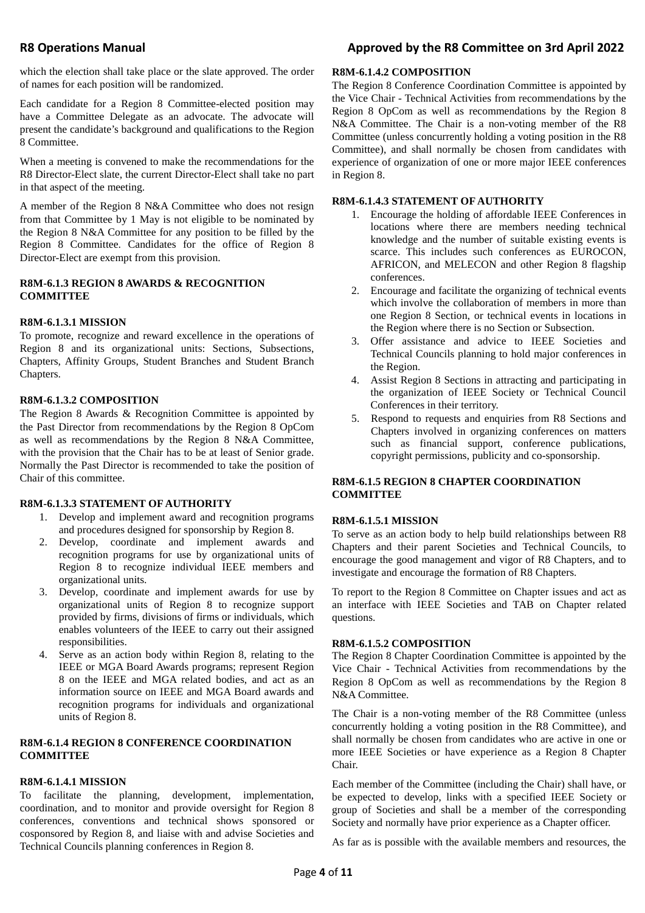which the election shall take place or the slate approved. The order of names for each position will be randomized.

Each candidate for a Region 8 Committee-elected position may have a Committee Delegate as an advocate. The advocate will present the candidate's background and qualifications to the Region 8 Committee.

When a meeting is convened to make the recommendations for the R8 Director-Elect slate, the current Director-Elect shall take no part in that aspect of the meeting.

A member of the Region 8 N&A Committee who does not resign from that Committee by 1 May is not eligible to be nominated by the Region 8 N&A Committee for any position to be filled by the Region 8 Committee. Candidates for the office of Region 8 Director-Elect are exempt from this provision.

#### R8M-6.1.3 REGION 8 AWARDS & RECOGNITION COMMITTEE

##### R8M-6.1.3.1 MISSION

To promote, recognize and reward excellence in the operations of Region 8 and its organizational units: Sections, Subsections, Chapters, Affinity Groups, Student Branches and Student Branch Chapters.

##### R8M-6.1.3.2 COMPOSITION

The Region 8 Awards & Recognition Committee is appointed by the Past Director from recommendations by the Region 8 OpCom as well as recommendations by the Region 8 N&A Committee, with the provision that the Chair has to be at least of Senior grade. Normally the Past Director is recommended to take the position of Chair of this committee.

##### R8M-6.1.3.3 STATEMENT OF AUTHORITY

1. Develop and implement award and recognition programs and procedures designed for sponsorship by Region 8.
2. Develop, coordinate and implement awards and recognition programs for use by organizational units of Region 8 to recognize individual IEEE members and organizational units.
3. Develop, coordinate and implement awards for use by organizational units of Region 8 to recognize support provided by firms, divisions of firms or individuals, which enables volunteers of the IEEE to carry out their assigned responsibilities.
4. Serve as an action body within Region 8, relating to the IEEE or MGA Board Awards programs; represent Region 8 on the IEEE and MGA related bodies, and act as an information source on IEEE and MGA Board awards and recognition programs for individuals and organizational units of Region 8.

#### R8M-6.1.4 REGION 8 CONFERENCE COORDINATION COMMITTEE

##### R8M-6.1.4.1 MISSION

To facilitate the planning, development, implementation, coordination, and to monitor and provide oversight for Region 8 conferences, conventions and technical shows sponsored or cosponsored by Region 8, and liaise with and advise Societies and Technical Councils planning conferences in Region 8.

##### R8M-6.1.4.2 COMPOSITION

The Region 8 Conference Coordination Committee is appointed by the Vice Chair - Technical Activities from recommendations by the Region 8 OpCom as well as recommendations by the Region 8 N&A Committee. The Chair is a non-voting member of the R8 Committee (unless concurrently holding a voting position in the R8 Committee), and shall normally be chosen from candidates with experience of organization of one or more major IEEE conferences in Region 8.

##### R8M-6.1.4.3 STATEMENT OF AUTHORITY

1. Encourage the holding of affordable IEEE Conferences in locations where there are members needing technical knowledge and the number of suitable existing events is scarce. This includes such conferences as EUROCON, AFRICON, and MELECON and other Region 8 flagship conferences.
2. Encourage and facilitate the organizing of technical events which involve the collaboration of members in more than one Region 8 Section, or technical events in locations in the Region where there is no Section or Subsection.
3. Offer assistance and advice to IEEE Societies and Technical Councils planning to hold major conferences in the Region.
4. Assist Region 8 Sections in attracting and participating in the organization of IEEE Society or Technical Council Conferences in their territory.
5. Respond to requests and enquiries from R8 Sections and Chapters involved in organizing conferences on matters such as financial support, conference publications, copyright permissions, publicity and co-sponsorship.

#### R8M-6.1.5 REGION 8 CHAPTER COORDINATION COMMITTEE

##### R8M-6.1.5.1 MISSION

To serve as an action body to help build relationships between R8 Chapters and their parent Societies and Technical Councils, to encourage the good management and vigor of R8 Chapters, and to investigate and encourage the formation of R8 Chapters.

To report to the Region 8 Committee on Chapter issues and act as an interface with IEEE Societies and TAB on Chapter related questions.

##### R8M-6.1.5.2 COMPOSITION

The Region 8 Chapter Coordination Committee is appointed by the Vice Chair - Technical Activities from recommendations by the Region 8 OpCom as well as recommendations by the Region 8 N&A Committee.

The Chair is a non-voting member of the R8 Committee (unless concurrently holding a voting position in the R8 Committee), and shall normally be chosen from candidates who are active in one or more IEEE Societies or have experience as a Region 8 Chapter Chair.

Each member of the Committee (including the Chair) shall have, or be expected to develop, links with a specified IEEE Society or group of Societies and shall be a member of the corresponding Society and normally have prior experience as a Chapter officer.

As far as is possible with the available members and resources, the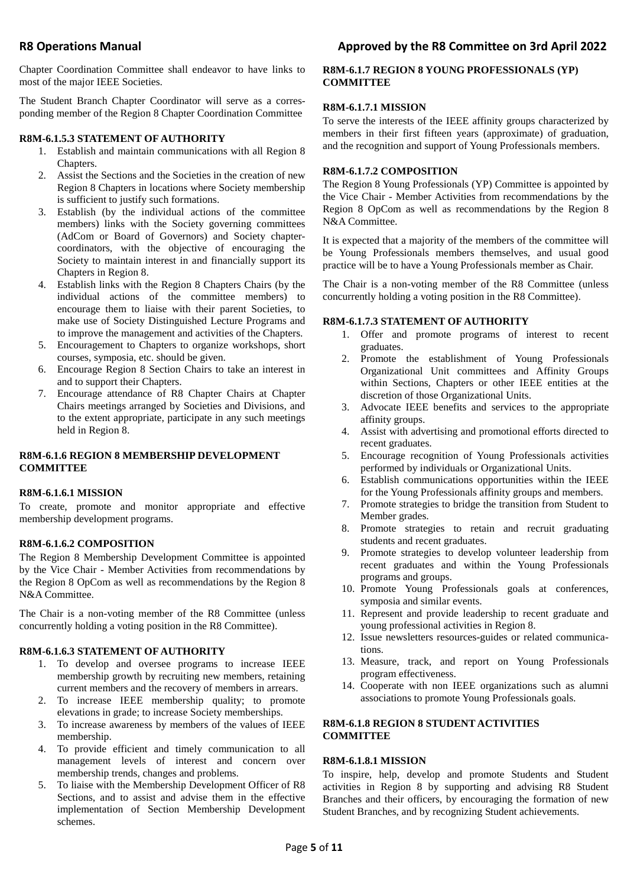Chapter Coordination Committee shall endeavor to have links to most of the major IEEE Societies.

The Student Branch Chapter Coordinator will serve as a corresponding member of the Region 8 Chapter Coordination Committee

**R8M-6.1.5.3 STATEMENT OF AUTHORITY**

1. Establish and maintain communications with all Region 8 Chapters.
2. Assist the Sections and the Societies in the creation of new Region 8 Chapters in locations where Society membership is sufficient to justify such formations.
3. Establish (by the individual actions of the committee members) links with the Society governing committees (AdCom or Board of Governors) and Society chapter-coordinators, with the objective of encouraging the Society to maintain interest in and financially support its Chapters in Region 8.
4. Establish links with the Region 8 Chapters Chairs (by the individual actions of the committee members) to encourage them to liaise with their parent Societies, to make use of Society Distinguished Lecture Programs and to improve the management and activities of the Chapters.
5. Encouragement to Chapters to organize workshops, short courses, symposia, etc. should be given.
6. Encourage Region 8 Section Chairs to take an interest in and to support their Chapters.
7. Encourage attendance of R8 Chapter Chairs at Chapter Chairs meetings arranged by Societies and Divisions, and to the extent appropriate, participate in any such meetings held in Region 8.

**R8M-6.1.6 REGION 8 MEMBERSHIP DEVELOPMENT COMMITTEE**

**R8M-6.1.6.1 MISSION**

To create, promote and monitor appropriate and effective membership development programs.

**R8M-6.1.6.2 COMPOSITION**

The Region 8 Membership Development Committee is appointed by the Vice Chair - Member Activities from recommendations by the Region 8 OpCom as well as recommendations by the Region 8 N&A Committee.

The Chair is a non-voting member of the R8 Committee (unless concurrently holding a voting position in the R8 Committee).

**R8M-6.1.6.3 STATEMENT OF AUTHORITY**

1. To develop and oversee programs to increase IEEE membership growth by recruiting new members, retaining current members and the recovery of members in arrears.
2. To increase IEEE membership quality; to promote elevations in grade; to increase Society memberships.
3. To increase awareness by members of the values of IEEE membership.
4. To provide efficient and timely communication to all management levels of interest and concern over membership trends, changes and problems.
5. To liaise with the Membership Development Officer of R8 Sections, and to assist and advise them in the effective implementation of Section Membership Development schemes.

**R8M-6.1.7 REGION 8 YOUNG PROFESSIONALS (YP) COMMITTEE**

**R8M-6.1.7.1 MISSION**

To serve the interests of the IEEE affinity groups characterized by members in their first fifteen years (approximate) of graduation, and the recognition and support of Young Professionals members.

**R8M-6.1.7.2 COMPOSITION**

The Region 8 Young Professionals (YP) Committee is appointed by the Vice Chair - Member Activities from recommendations by the Region 8 OpCom as well as recommendations by the Region 8 N&A Committee.

It is expected that a majority of the members of the committee will be Young Professionals members themselves, and usual good practice will be to have a Young Professionals member as Chair.

The Chair is a non-voting member of the R8 Committee (unless concurrently holding a voting position in the R8 Committee).

**R8M-6.1.7.3 STATEMENT OF AUTHORITY**

1. Offer and promote programs of interest to recent graduates.
2. Promote the establishment of Young Professionals Organizational Unit committees and Affinity Groups within Sections, Chapters or other IEEE entities at the discretion of those Organizational Units.
3. Advocate IEEE benefits and services to the appropriate affinity groups.
4. Assist with advertising and promotional efforts directed to recent graduates.
5. Encourage recognition of Young Professionals activities performed by individuals or Organizational Units.
6. Establish communications opportunities within the IEEE for the Young Professionals affinity groups and members.
7. Promote strategies to bridge the transition from Student to Member grades.
8. Promote strategies to retain and recruit graduating students and recent graduates.
9. Promote strategies to develop volunteer leadership from recent graduates and within the Young Professionals programs and groups.
10. Promote Young Professionals goals at conferences, symposia and similar events.
11. Represent and provide leadership to recent graduate and young professional activities in Region 8.
12. Issue newsletters resources-guides or related communications.
13. Measure, track, and report on Young Professionals program effectiveness.
14. Cooperate with non IEEE organizations such as alumni associations to promote Young Professionals goals.

**R8M-6.1.8 REGION 8 STUDENT ACTIVITIES COMMITTEE**

**R8M-6.1.8.1 MISSION**

To inspire, help, develop and promote Students and Student activities in Region 8 by supporting and advising R8 Student Branches and their officers, by encouraging the formation of new Student Branches, and by recognizing Student achievements.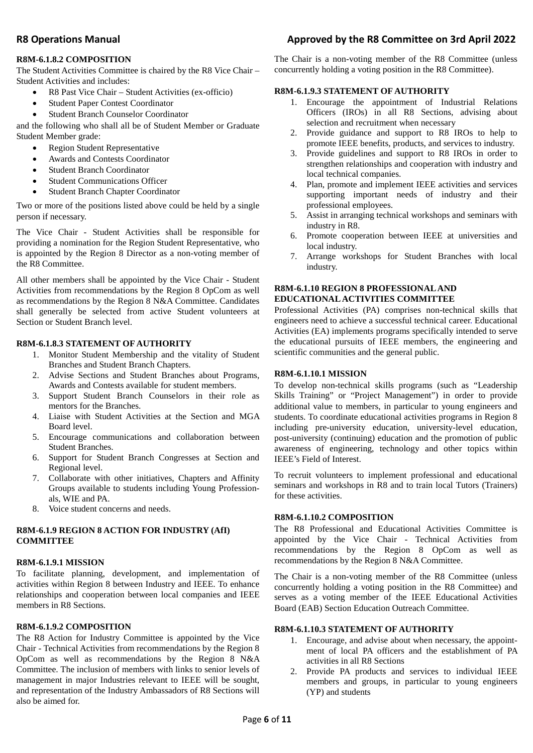#### R8M-6.1.8.2 COMPOSITION

The Student Activities Committee is chaired by the R8 Vice Chair – Student Activities and includes:

- R8 Past Vice Chair – Student Activities (ex-officio)
- Student Paper Contest Coordinator
- Student Branch Counselor Coordinator

and the following who shall all be of Student Member or Graduate Student Member grade:

- Region Student Representative
- Awards and Contests Coordinator
- Student Branch Coordinator
- Student Communications Officer
- Student Branch Chapter Coordinator

Two or more of the positions listed above could be held by a single person if necessary.

The Vice Chair - Student Activities shall be responsible for providing a nomination for the Region Student Representative, who is appointed by the Region 8 Director as a non-voting member of the R8 Committee.

All other members shall be appointed by the Vice Chair - Student Activities from recommendations by the Region 8 OpCom as well as recommendations by the Region 8 N&A Committee. Candidates shall generally be selected from active Student volunteers at Section or Student Branch level.

#### R8M-6.1.8.3 STATEMENT OF AUTHORITY

1. Monitor Student Membership and the vitality of Student Branches and Student Branch Chapters.
2. Advise Sections and Student Branches about Programs, Awards and Contests available for student members.
3. Support Student Branch Counselors in their role as mentors for the Branches.
4. Liaise with Student Activities at the Section and MGA Board level.
5. Encourage communications and collaboration between Student Branches.
6. Support for Student Branch Congresses at Section and Regional level.
7. Collaborate with other initiatives, Chapters and Affinity Groups available to students including Young Professionals, WIE and PA.
8. Voice student concerns and needs.

### R8M-6.1.9 REGION 8 ACTION FOR INDUSTRY (AfI) COMMITTEE

#### R8M-6.1.9.1 MISSION

To facilitate planning, development, and implementation of activities within Region 8 between Industry and IEEE. To enhance relationships and cooperation between local companies and IEEE members in R8 Sections.

#### R8M-6.1.9.2 COMPOSITION

The R8 Action for Industry Committee is appointed by the Vice Chair - Technical Activities from recommendations by the Region 8 OpCom as well as recommendations by the Region 8 N&A Committee. The inclusion of members with links to senior levels of management in major Industries relevant to IEEE will be sought, and representation of the Industry Ambassadors of R8 Sections will also be aimed for.

The Chair is a non-voting member of the R8 Committee (unless concurrently holding a voting position in the R8 Committee).

#### R8M-6.1.9.3 STATEMENT OF AUTHORITY

1. Encourage the appointment of Industrial Relations Officers (IROs) in all R8 Sections, advising about selection and recruitment when necessary
2. Provide guidance and support to R8 IROs to help to promote IEEE benefits, products, and services to industry.
3. Provide guidelines and support to R8 IROs in order to strengthen relationships and cooperation with industry and local technical companies.
4. Plan, promote and implement IEEE activities and services supporting important needs of industry and their professional employees.
5. Assist in arranging technical workshops and seminars with industry in R8.
6. Promote cooperation between IEEE at universities and local industry.
7. Arrange workshops for Student Branches with local industry.

### R8M-6.1.10 REGION 8 PROFESSIONAL AND EDUCATIONAL ACTIVITIES COMMITTEE

Professional Activities (PA) comprises non-technical skills that engineers need to achieve a successful technical career. Educational Activities (EA) implements programs specifically intended to serve the educational pursuits of IEEE members, the engineering and scientific communities and the general public.

#### R8M-6.1.10.1 MISSION

To develop non-technical skills programs (such as "Leadership Skills Training" or "Project Management") in order to provide additional value to members, in particular to young engineers and students. To coordinate educational activities programs in Region 8 including pre-university education, university-level education, post-university (continuing) education and the promotion of public awareness of engineering, technology and other topics within IEEE's Field of Interest.

To recruit volunteers to implement professional and educational seminars and workshops in R8 and to train local Tutors (Trainers) for these activities.

#### R8M-6.1.10.2 COMPOSITION

The R8 Professional and Educational Activities Committee is appointed by the Vice Chair - Technical Activities from recommendations by the Region 8 OpCom as well as recommendations by the Region 8 N&A Committee.

The Chair is a non-voting member of the R8 Committee (unless concurrently holding a voting position in the R8 Committee) and serves as a voting member of the IEEE Educational Activities Board (EAB) Section Education Outreach Committee.

#### R8M-6.1.10.3 STATEMENT OF AUTHORITY

1. Encourage, and advise about when necessary, the appointment of local PA officers and the establishment of PA activities in all R8 Sections
2. Provide PA products and services to individual IEEE members and groups, in particular to young engineers (YP) and students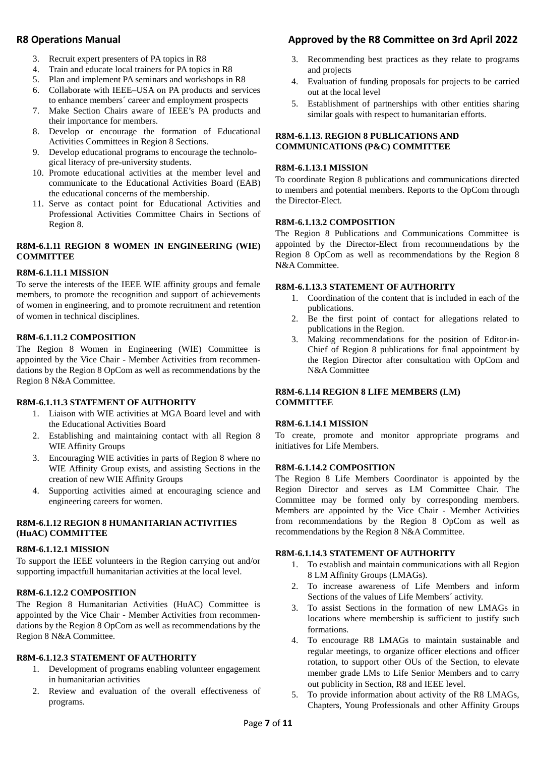3. Recruit expert presenters of PA topics in R8
4. Train and educate local trainers for PA topics in R8
5. Plan and implement PA seminars and workshops in R8
6. Collaborate with IEEE–USA on PA products and services to enhance members´ career and employment prospects
7. Make Section Chairs aware of IEEE's PA products and their importance for members.
8. Develop or encourage the formation of Educational Activities Committees in Region 8 Sections.
9. Develop educational programs to encourage the technological literacy of pre-university students.
10. Promote educational activities at the member level and communicate to the Educational Activities Board (EAB) the educational concerns of the membership.
11. Serve as contact point for Educational Activities and Professional Activities Committee Chairs in Sections of Region 8.

**R8M-6.1.11 REGION 8 WOMEN IN ENGINEERING (WIE) COMMITTEE**

**R8M-6.1.11.1 MISSION**

To serve the interests of the IEEE WIE affinity groups and female members, to promote the recognition and support of achievements of women in engineering, and to promote recruitment and retention of women in technical disciplines.

**R8M-6.1.11.2 COMPOSITION**

The Region 8 Women in Engineering (WIE) Committee is appointed by the Vice Chair - Member Activities from recommendations by the Region 8 OpCom as well as recommendations by the Region 8 N&A Committee.

**R8M-6.1.11.3 STATEMENT OF AUTHORITY**

1. Liaison with WIE activities at MGA Board level and with the Educational Activities Board
2. Establishing and maintaining contact with all Region 8 WIE Affinity Groups
3. Encouraging WIE activities in parts of Region 8 where no WIE Affinity Group exists, and assisting Sections in the creation of new WIE Affinity Groups
4. Supporting activities aimed at encouraging science and engineering careers for women.

**R8M-6.1.12 REGION 8 HUMANITARIAN ACTIVITIES (HuAC) COMMITTEE**

**R8M-6.1.12.1 MISSION**

To support the IEEE volunteers in the Region carrying out and/or supporting impactfull humanitarian activities at the local level.

**R8M-6.1.12.2 COMPOSITION**

The Region 8 Humanitarian Activities (HuAC) Committee is appointed by the Vice Chair - Member Activities from recommendations by the Region 8 OpCom as well as recommendations by the Region 8 N&A Committee.

**R8M-6.1.12.3 STATEMENT OF AUTHORITY**

1. Development of programs enabling volunteer engagement in humanitarian activities
2. Review and evaluation of the overall effectiveness of programs.
3. Recommending best practices as they relate to programs and projects
4. Evaluation of funding proposals for projects to be carried out at the local level
5. Establishment of partnerships with other entities sharing similar goals with respect to humanitarian efforts.

**R8M-6.1.13. REGION 8 PUBLICATIONS AND COMMUNICATIONS (P&C) COMMITTEE**

**R8M-6.1.13.1 MISSION**

To coordinate Region 8 publications and communications directed to members and potential members. Reports to the OpCom through the Director-Elect.

**R8M-6.1.13.2 COMPOSITION**

The Region 8 Publications and Communications Committee is appointed by the Director-Elect from recommendations by the Region 8 OpCom as well as recommendations by the Region 8 N&A Committee.

**R8M-6.1.13.3 STATEMENT OF AUTHORITY**

1. Coordination of the content that is included in each of the publications.
2. Be the first point of contact for allegations related to publications in the Region.
3. Making recommendations for the position of Editor-in-Chief of Region 8 publications for final appointment by the Region Director after consultation with OpCom and N&A Committee

**R8M-6.1.14 REGION 8 LIFE MEMBERS (LM) COMMITTEE**

**R8M-6.1.14.1 MISSION**

To create, promote and monitor appropriate programs and initiatives for Life Members.

**R8M-6.1.14.2 COMPOSITION**

The Region 8 Life Members Coordinator is appointed by the Region Director and serves as LM Committee Chair. The Committee may be formed only by corresponding members. Members are appointed by the Vice Chair - Member Activities from recommendations by the Region 8 OpCom as well as recommendations by the Region 8 N&A Committee.

**R8M-6.1.14.3 STATEMENT OF AUTHORITY**

1. To establish and maintain communications with all Region 8 LM Affinity Groups (LMAGs).
2. To increase awareness of Life Members and inform Sections of the values of Life Members´ activity.
3. To assist Sections in the formation of new LMAGs in locations where membership is sufficient to justify such formations.
4. To encourage R8 LMAGs to maintain sustainable and regular meetings, to organize officer elections and officer rotation, to support other OUs of the Section, to elevate member grade LMs to Life Senior Members and to carry out publicity in Section, R8 and IEEE level.
5. To provide information about activity of the R8 LMAGs, Chapters, Young Professionals and other Affinity Groups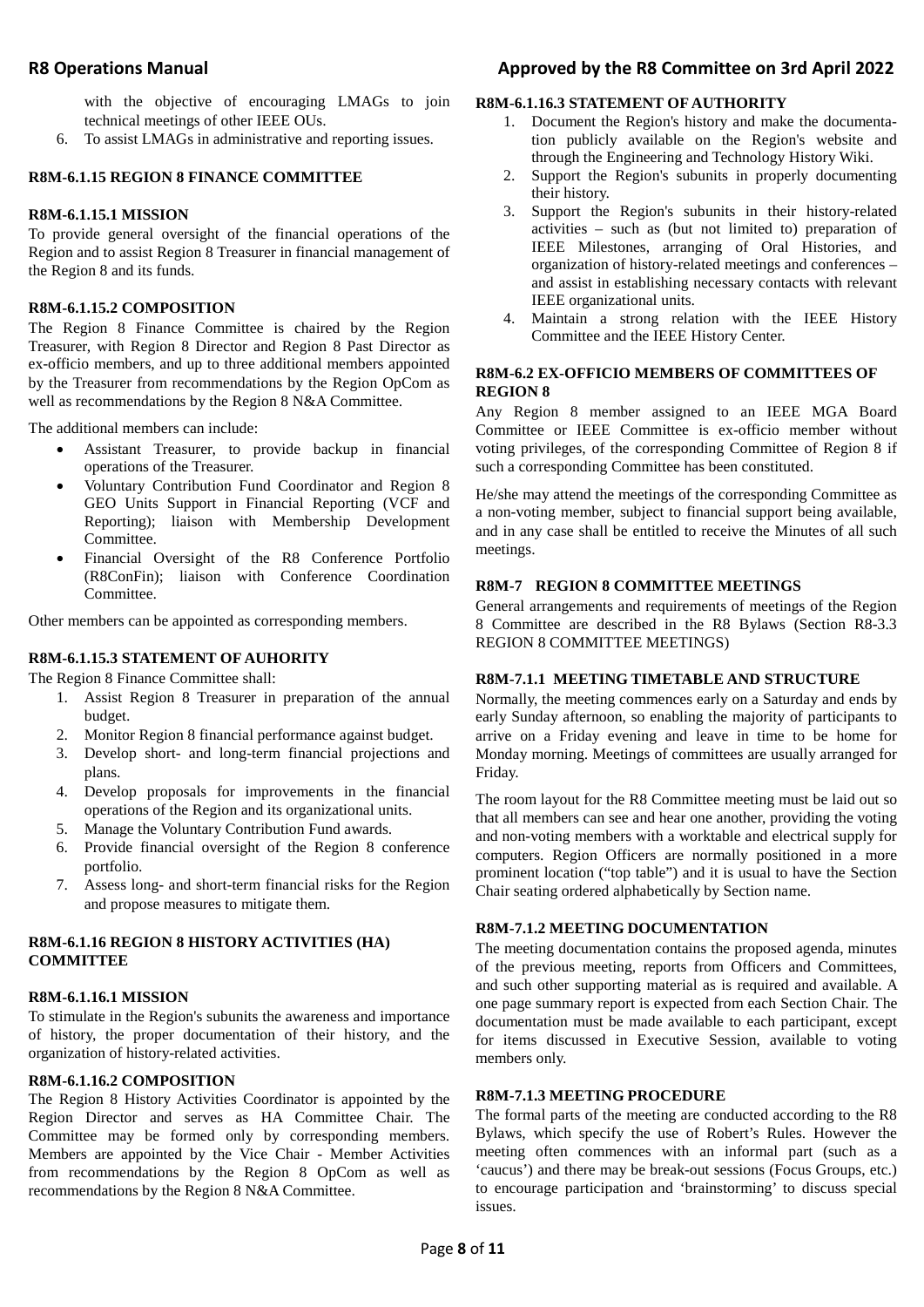with the objective of encouraging LMAGs to join technical meetings of other IEEE OUs.

6. To assist LMAGs in administrative and reporting issues.

### R8M-6.1.15 REGION 8 FINANCE COMMITTEE

#### R8M-6.1.15.1 MISSION

To provide general oversight of the financial operations of the Region and to assist Region 8 Treasurer in financial management of the Region 8 and its funds.

#### R8M-6.1.15.2 COMPOSITION

The Region 8 Finance Committee is chaired by the Region Treasurer, with Region 8 Director and Region 8 Past Director as ex-officio members, and up to three additional members appointed by the Treasurer from recommendations by the Region OpCom as well as recommendations by the Region 8 N&A Committee.

The additional members can include:

- Assistant Treasurer, to provide backup in financial operations of the Treasurer.
- Voluntary Contribution Fund Coordinator and Region 8 GEO Units Support in Financial Reporting (VCF and Reporting); liaison with Membership Development Committee.
- Financial Oversight of the R8 Conference Portfolio (R8ConFin); liaison with Conference Coordination Committee.

Other members can be appointed as corresponding members.

#### R8M-6.1.15.3 STATEMENT OF AUHORITY

The Region 8 Finance Committee shall:

1. Assist Region 8 Treasurer in preparation of the annual budget.
2. Monitor Region 8 financial performance against budget.
3. Develop short- and long-term financial projections and plans.
4. Develop proposals for improvements in the financial operations of the Region and its organizational units.
5. Manage the Voluntary Contribution Fund awards.
6. Provide financial oversight of the Region 8 conference portfolio.
7. Assess long- and short-term financial risks for the Region and propose measures to mitigate them.

### R8M-6.1.16 REGION 8 HISTORY ACTIVITIES (HA) COMMITTEE

#### R8M-6.1.16.1 MISSION

To stimulate in the Region's subunits the awareness and importance of history, the proper documentation of their history, and the organization of history-related activities.

#### R8M-6.1.16.2 COMPOSITION

The Region 8 History Activities Coordinator is appointed by the Region Director and serves as HA Committee Chair. The Committee may be formed only by corresponding members. Members are appointed by the Vice Chair - Member Activities from recommendations by the Region 8 OpCom as well as recommendations by the Region 8 N&A Committee.

#### R8M-6.1.16.3 STATEMENT OF AUTHORITY

1. Document the Region's history and make the documentation publicly available on the Region's website and through the Engineering and Technology History Wiki.
2. Support the Region's subunits in properly documenting their history.
3. Support the Region's subunits in their history-related activities – such as (but not limited to) preparation of IEEE Milestones, arranging of Oral Histories, and organization of history-related meetings and conferences – and assist in establishing necessary contacts with relevant IEEE organizational units.
4. Maintain a strong relation with the IEEE History Committee and the IEEE History Center.

### R8M-6.2 EX-OFFICIO MEMBERS OF COMMITTEES OF REGION 8

Any Region 8 member assigned to an IEEE MGA Board Committee or IEEE Committee is ex-officio member without voting privileges, of the corresponding Committee of Region 8 if such a corresponding Committee has been constituted.

He/she may attend the meetings of the corresponding Committee as a non-voting member, subject to financial support being available, and in any case shall be entitled to receive the Minutes of all such meetings.

## R8M-7 REGION 8 COMMITTEE MEETINGS

General arrangements and requirements of meetings of the Region 8 Committee are described in the R8 Bylaws (Section R8-3.3 REGION 8 COMMITTEE MEETINGS)

### R8M-7.1.1 MEETING TIMETABLE AND STRUCTURE

Normally, the meeting commences early on a Saturday and ends by early Sunday afternoon, so enabling the majority of participants to arrive on a Friday evening and leave in time to be home for Monday morning. Meetings of committees are usually arranged for Friday.

The room layout for the R8 Committee meeting must be laid out so that all members can see and hear one another, providing the voting and non-voting members with a worktable and electrical supply for computers. Region Officers are normally positioned in a more prominent location ("top table") and it is usual to have the Section Chair seating ordered alphabetically by Section name.

### R8M-7.1.2 MEETING DOCUMENTATION

The meeting documentation contains the proposed agenda, minutes of the previous meeting, reports from Officers and Committees, and such other supporting material as is required and available. A one page summary report is expected from each Section Chair. The documentation must be made available to each participant, except for items discussed in Executive Session, available to voting members only.

### R8M-7.1.3 MEETING PROCEDURE

The formal parts of the meeting are conducted according to the R8 Bylaws, which specify the use of Robert's Rules. However the meeting often commences with an informal part (such as a 'caucus') and there may be break-out sessions (Focus Groups, etc.) to encourage participation and 'brainstorming' to discuss special issues.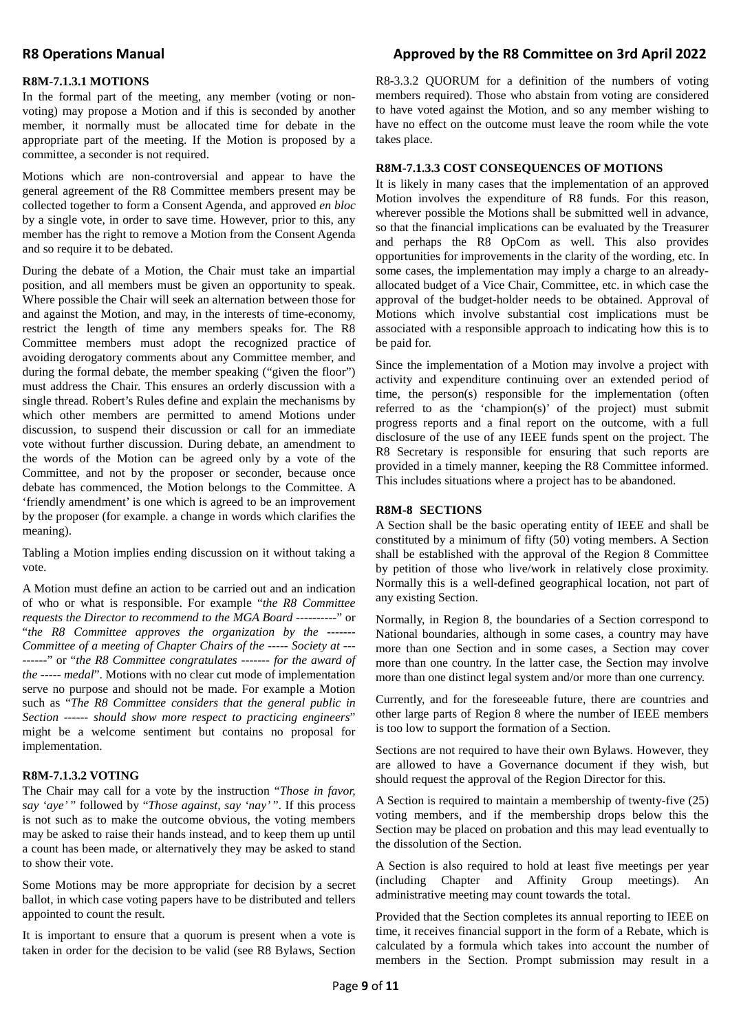#### R8M-7.1.3.1 MOTIONS

In the formal part of the meeting, any member (voting or non-voting) may propose a Motion and if this is seconded by another member, it normally must be allocated time for debate in the appropriate part of the meeting. If the Motion is proposed by a committee, a seconder is not required.

Motions which are non-controversial and appear to have the general agreement of the R8 Committee members present may be collected together to form a Consent Agenda, and approved *en bloc* by a single vote, in order to save time. However, prior to this, any member has the right to remove a Motion from the Consent Agenda and so require it to be debated.

During the debate of a Motion, the Chair must take an impartial position, and all members must be given an opportunity to speak. Where possible the Chair will seek an alternation between those for and against the Motion, and may, in the interests of time-economy, restrict the length of time any members speaks for. The R8 Committee members must adopt the recognized practice of avoiding derogatory comments about any Committee member, and during the formal debate, the member speaking ("given the floor") must address the Chair. This ensures an orderly discussion with a single thread. Robert's Rules define and explain the mechanisms by which other members are permitted to amend Motions under discussion, to suspend their discussion or call for an immediate vote without further discussion. During debate, an amendment to the words of the Motion can be agreed only by a vote of the Committee, and not by the proposer or seconder, because once debate has commenced, the Motion belongs to the Committee. A 'friendly amendment' is one which is agreed to be an improvement by the proposer (for example. a change in words which clarifies the meaning).

Tabling a Motion implies ending discussion on it without taking a vote.

A Motion must define an action to be carried out and an indication of who or what is responsible. For example "*the R8 Committee requests the Director to recommend to the MGA Board ----------*" or "*the R8 Committee approves the organization by the ------- Committee of a meeting of Chapter Chairs of the ----- Society at ---------*" or "*the R8 Committee congratulates ------- for the award of the ----- medal*". Motions with no clear cut mode of implementation serve no purpose and should not be made. For example a Motion such as "*The R8 Committee considers that the general public in Section ------ should show more respect to practicing engineers*" might be a welcome sentiment but contains no proposal for implementation.

#### R8M-7.1.3.2 VOTING

The Chair may call for a vote by the instruction "*Those in favor, say 'aye'*" followed by "*Those against, say 'nay'*". If this process is not such as to make the outcome obvious, the voting members may be asked to raise their hands instead, and to keep them up until a count has been made, or alternatively they may be asked to stand to show their vote.

Some Motions may be more appropriate for decision by a secret ballot, in which case voting papers have to be distributed and tellers appointed to count the result.

It is important to ensure that a quorum is present when a vote is taken in order for the decision to be valid (see R8 Bylaws, Section R8-3.3.2 QUORUM for a definition of the numbers of voting members required). Those who abstain from voting are considered to have voted against the Motion, and so any member wishing to have no effect on the outcome must leave the room while the vote takes place.

#### R8M-7.1.3.3 COST CONSEQUENCES OF MOTIONS

It is likely in many cases that the implementation of an approved Motion involves the expenditure of R8 funds. For this reason, wherever possible the Motions shall be submitted well in advance, so that the financial implications can be evaluated by the Treasurer and perhaps the R8 OpCom as well. This also provides opportunities for improvements in the clarity of the wording, etc. In some cases, the implementation may imply a charge to an already-allocated budget of a Vice Chair, Committee, etc. in which case the approval of the budget-holder needs to be obtained. Approval of Motions which involve substantial cost implications must be associated with a responsible approach to indicating how this is to be paid for.

Since the implementation of a Motion may involve a project with activity and expenditure continuing over an extended period of time, the person(s) responsible for the implementation (often referred to as the 'champion(s)' of the project) must submit progress reports and a final report on the outcome, with a full disclosure of the use of any IEEE funds spent on the project. The R8 Secretary is responsible for ensuring that such reports are provided in a timely manner, keeping the R8 Committee informed. This includes situations where a project has to be abandoned.

## R8M-8 SECTIONS

A Section shall be the basic operating entity of IEEE and shall be constituted by a minimum of fifty (50) voting members. A Section shall be established with the approval of the Region 8 Committee by petition of those who live/work in relatively close proximity. Normally this is a well-defined geographical location, not part of any existing Section.

Normally, in Region 8, the boundaries of a Section correspond to National boundaries, although in some cases, a country may have more than one Section and in some cases, a Section may cover more than one country. In the latter case, the Section may involve more than one distinct legal system and/or more than one currency.

Currently, and for the foreseeable future, there are countries and other large parts of Region 8 where the number of IEEE members is too low to support the formation of a Section.

Sections are not required to have their own Bylaws. However, they are allowed to have a Governance document if they wish, but should request the approval of the Region Director for this.

A Section is required to maintain a membership of twenty-five (25) voting members, and if the membership drops below this the Section may be placed on probation and this may lead eventually to the dissolution of the Section.

A Section is also required to hold at least five meetings per year (including Chapter and Affinity Group meetings). An administrative meeting may count towards the total.

Provided that the Section completes its annual reporting to IEEE on time, it receives financial support in the form of a Rebate, which is calculated by a formula which takes into account the number of members in the Section. Prompt submission may result in a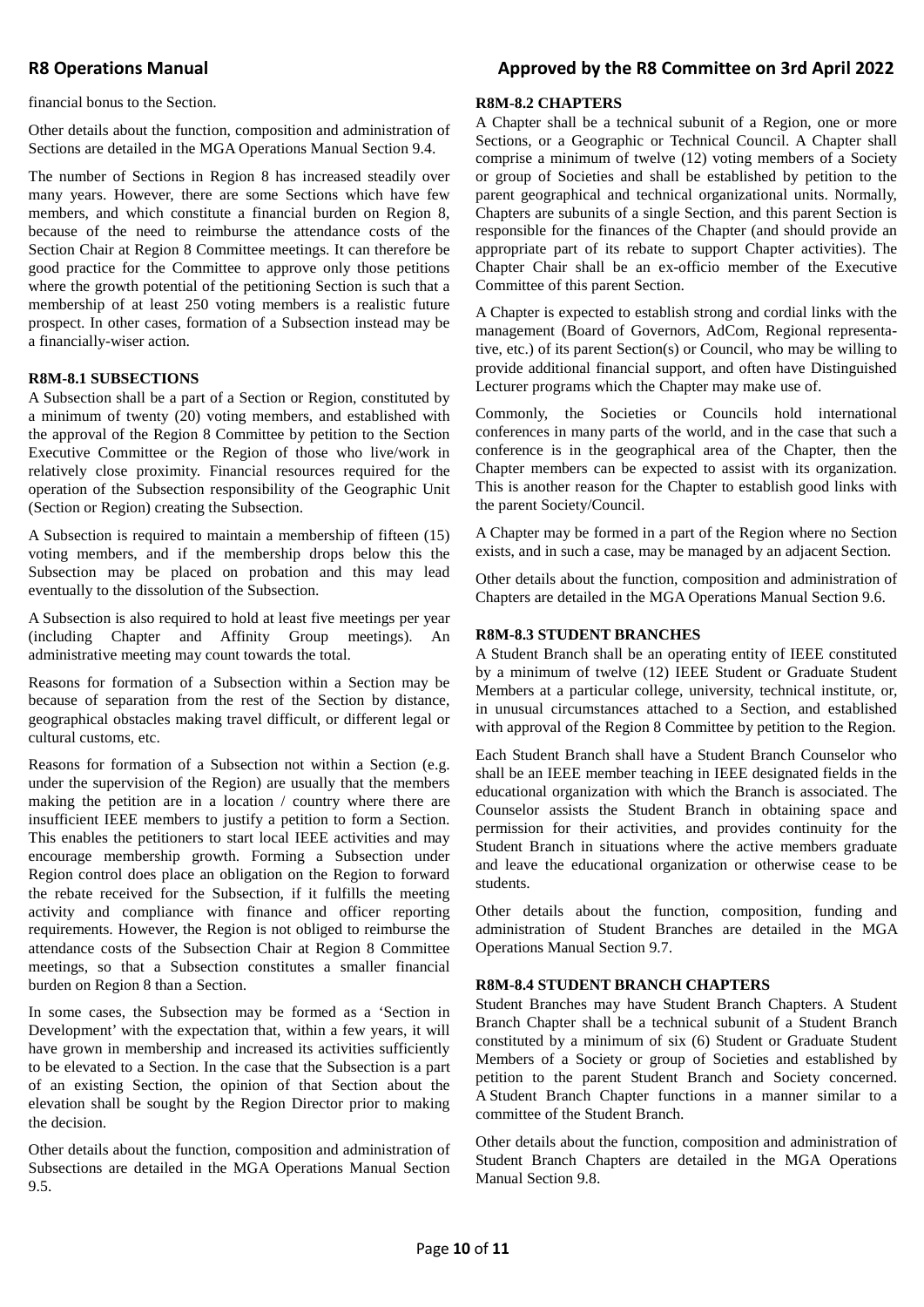financial bonus to the Section.

Other details about the function, composition and administration of Sections are detailed in the MGA Operations Manual Section 9.4.

The number of Sections in Region 8 has increased steadily over many years. However, there are some Sections which have few members, and which constitute a financial burden on Region 8, because of the need to reimburse the attendance costs of the Section Chair at Region 8 Committee meetings. It can therefore be good practice for the Committee to approve only those petitions where the growth potential of the petitioning Section is such that a membership of at least 250 voting members is a realistic future prospect. In other cases, formation of a Subsection instead may be a financially-wiser action.

### R8M-8.1 SUBSECTIONS

A Subsection shall be a part of a Section or Region, constituted by a minimum of twenty (20) voting members, and established with the approval of the Region 8 Committee by petition to the Section Executive Committee or the Region of those who live/work in relatively close proximity. Financial resources required for the operation of the Subsection responsibility of the Geographic Unit (Section or Region) creating the Subsection.

A Subsection is required to maintain a membership of fifteen (15) voting members, and if the membership drops below this the Subsection may be placed on probation and this may lead eventually to the dissolution of the Subsection.

A Subsection is also required to hold at least five meetings per year (including Chapter and Affinity Group meetings). An administrative meeting may count towards the total.

Reasons for formation of a Subsection within a Section may be because of separation from the rest of the Section by distance, geographical obstacles making travel difficult, or different legal or cultural customs, etc.

Reasons for formation of a Subsection not within a Section (e.g. under the supervision of the Region) are usually that the members making the petition are in a location / country where there are insufficient IEEE members to justify a petition to form a Section. This enables the petitioners to start local IEEE activities and may encourage membership growth. Forming a Subsection under Region control does place an obligation on the Region to forward the rebate received for the Subsection, if it fulfills the meeting activity and compliance with finance and officer reporting requirements. However, the Region is not obliged to reimburse the attendance costs of the Subsection Chair at Region 8 Committee meetings, so that a Subsection constitutes a smaller financial burden on Region 8 than a Section.

In some cases, the Subsection may be formed as a 'Section in Development' with the expectation that, within a few years, it will have grown in membership and increased its activities sufficiently to be elevated to a Section. In the case that the Subsection is a part of an existing Section, the opinion of that Section about the elevation shall be sought by the Region Director prior to making the decision.

Other details about the function, composition and administration of Subsections are detailed in the MGA Operations Manual Section 9.5.

### R8M-8.2 CHAPTERS

A Chapter shall be a technical subunit of a Region, one or more Sections, or a Geographic or Technical Council. A Chapter shall comprise a minimum of twelve (12) voting members of a Society or group of Societies and shall be established by petition to the parent geographical and technical organizational units. Normally, Chapters are subunits of a single Section, and this parent Section is responsible for the finances of the Chapter (and should provide an appropriate part of its rebate to support Chapter activities). The Chapter Chair shall be an ex-officio member of the Executive Committee of this parent Section.

A Chapter is expected to establish strong and cordial links with the management (Board of Governors, AdCom, Regional representative, etc.) of its parent Section(s) or Council, who may be willing to provide additional financial support, and often have Distinguished Lecturer programs which the Chapter may make use of.

Commonly, the Societies or Councils hold international conferences in many parts of the world, and in the case that such a conference is in the geographical area of the Chapter, then the Chapter members can be expected to assist with its organization. This is another reason for the Chapter to establish good links with the parent Society/Council.

A Chapter may be formed in a part of the Region where no Section exists, and in such a case, may be managed by an adjacent Section.

Other details about the function, composition and administration of Chapters are detailed in the MGA Operations Manual Section 9.6.

### R8M-8.3 STUDENT BRANCHES

A Student Branch shall be an operating entity of IEEE constituted by a minimum of twelve (12) IEEE Student or Graduate Student Members at a particular college, university, technical institute, or, in unusual circumstances attached to a Section, and established with approval of the Region 8 Committee by petition to the Region.

Each Student Branch shall have a Student Branch Counselor who shall be an IEEE member teaching in IEEE designated fields in the educational organization with which the Branch is associated. The Counselor assists the Student Branch in obtaining space and permission for their activities, and provides continuity for the Student Branch in situations where the active members graduate and leave the educational organization or otherwise cease to be students.

Other details about the function, composition, funding and administration of Student Branches are detailed in the MGA Operations Manual Section 9.7.

### R8M-8.4 STUDENT BRANCH CHAPTERS

Student Branches may have Student Branch Chapters. A Student Branch Chapter shall be a technical subunit of a Student Branch constituted by a minimum of six (6) Student or Graduate Student Members of a Society or group of Societies and established by petition to the parent Student Branch and Society concerned. A Student Branch Chapter functions in a manner similar to a committee of the Student Branch.

Other details about the function, composition and administration of Student Branch Chapters are detailed in the MGA Operations Manual Section 9.8.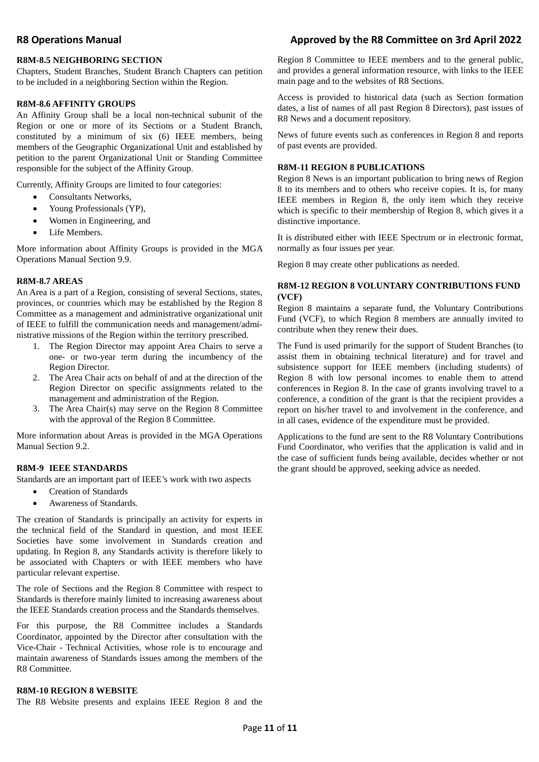### R8M-8.5 NEIGHBORING SECTION

Chapters, Student Branches, Student Branch Chapters can petition to be included in a neighboring Section within the Region.

### R8M-8.6 AFFINITY GROUPS

An Affinity Group shall be a local non-technical subunit of the Region or one or more of its Sections or a Student Branch, constituted by a minimum of six (6) IEEE members, being members of the Geographic Organizational Unit and established by petition to the parent Organizational Unit or Standing Committee responsible for the subject of the Affinity Group.

Currently, Affinity Groups are limited to four categories:

- Consultants Networks,
- Young Professionals (YP),
- Women in Engineering, and
- Life Members.

More information about Affinity Groups is provided in the MGA Operations Manual Section 9.9.

### R8M-8.7 AREAS

An Area is a part of a Region, consisting of several Sections, states, provinces, or countries which may be established by the Region 8 Committee as a management and administrative organizational unit of IEEE to fulfill the communication needs and management/administrative missions of the Region within the territory prescribed.

1. The Region Director may appoint Area Chairs to serve a one- or two-year term during the incumbency of the Region Director.
2. The Area Chair acts on behalf of and at the direction of the Region Director on specific assignments related to the management and administration of the Region.
3. The Area Chair(s) may serve on the Region 8 Committee with the approval of the Region 8 Committee.

More information about Areas is provided in the MGA Operations Manual Section 9.2.

### R8M-9 IEEE STANDARDS

Standards are an important part of IEEE's work with two aspects

- Creation of Standards
- Awareness of Standards.

The creation of Standards is principally an activity for experts in the technical field of the Standard in question, and most IEEE Societies have some involvement in Standards creation and updating. In Region 8, any Standards activity is therefore likely to be associated with Chapters or with IEEE members who have particular relevant expertise.

The role of Sections and the Region 8 Committee with respect to Standards is therefore mainly limited to increasing awareness about the IEEE Standards creation process and the Standards themselves.

For this purpose, the R8 Committee includes a Standards Coordinator, appointed by the Director after consultation with the Vice-Chair - Technical Activities, whose role is to encourage and maintain awareness of Standards issues among the members of the R8 Committee.

### R8M-10 REGION 8 WEBSITE

The R8 Website presents and explains IEEE Region 8 and the Region 8 Committee to IEEE members and to the general public, and provides a general information resource, with links to the IEEE main page and to the websites of R8 Sections.

Access is provided to historical data (such as Section formation dates, a list of names of all past Region 8 Directors), past issues of R8 News and a document repository.

News of future events such as conferences in Region 8 and reports of past events are provided.

### R8M-11 REGION 8 PUBLICATIONS

Region 8 News is an important publication to bring news of Region 8 to its members and to others who receive copies. It is, for many IEEE members in Region 8, the only item which they receive which is specific to their membership of Region 8, which gives it a distinctive importance.

It is distributed either with IEEE Spectrum or in electronic format, normally as four issues per year.

Region 8 may create other publications as needed.

### R8M-12 REGION 8 VOLUNTARY CONTRIBUTIONS FUND (VCF)

Region 8 maintains a separate fund, the Voluntary Contributions Fund (VCF), to which Region 8 members are annually invited to contribute when they renew their dues.

The Fund is used primarily for the support of Student Branches (to assist them in obtaining technical literature) and for travel and subsistence support for IEEE members (including students) of Region 8 with low personal incomes to enable them to attend conferences in Region 8. In the case of grants involving travel to a conference, a condition of the grant is that the recipient provides a report on his/her travel to and involvement in the conference, and in all cases, evidence of the expenditure must be provided.

Applications to the fund are sent to the R8 Voluntary Contributions Fund Coordinator, who verifies that the application is valid and in the case of sufficient funds being available, decides whether or not the grant should be approved, seeking advice as needed.